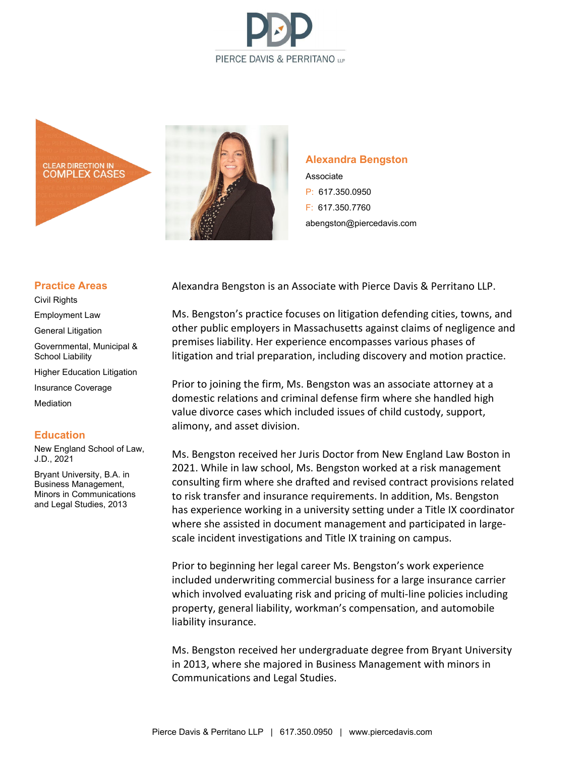PIERCE DAVIS & PERRITANO LLP

CLEAR DIRECTION IN COMPLEX CASES

## Alexandra Bengston

Associate

P: 617.350.0950

F: 617.350.7760

abengston@piercedavis.com

### Practice Areas

- Civil Rights
- Employment Law
- General Litigation
- Governmental, Municipal & School Liability
- Higher Education Litigation
- Insurance Coverage
- Mediation

### Education

New England School of Law, J.D., 2021

Bryant University, B.A. in Business Management, Minors in Communications and Legal Studies, 2013

Alexandra Bengston is an Associate with Pierce Davis & Perritano LLP.

Ms. Bengston's practice focuses on litigation defending cities, towns, and other public employers in Massachusetts against claims of negligence and premises liability. Her experience encompasses various phases of litigation and trial preparation, including discovery and motion practice.

Prior to joining the firm, Ms. Bengston was an associate attorney at a domestic relations and criminal defense firm where she handled high value divorce cases which included issues of child custody, support, alimony, and asset division.

Ms. Bengston received her Juris Doctor from New England Law Boston in 2021. While in law school, Ms. Bengston worked at a risk management consulting firm where she drafted and revised contract provisions related to risk transfer and insurance requirements. In addition, Ms. Bengston has experience working in a university setting under a Title IX coordinator where she assisted in document management and participated in large-scale incident investigations and Title IX training on campus.

Prior to beginning her legal career Ms. Bengston's work experience included underwriting commercial business for a large insurance carrier which involved evaluating risk and pricing of multi-line policies including property, general liability, workman's compensation, and automobile liability insurance.

Ms. Bengston received her undergraduate degree from Bryant University in 2013, where she majored in Business Management with minors in Communications and Legal Studies.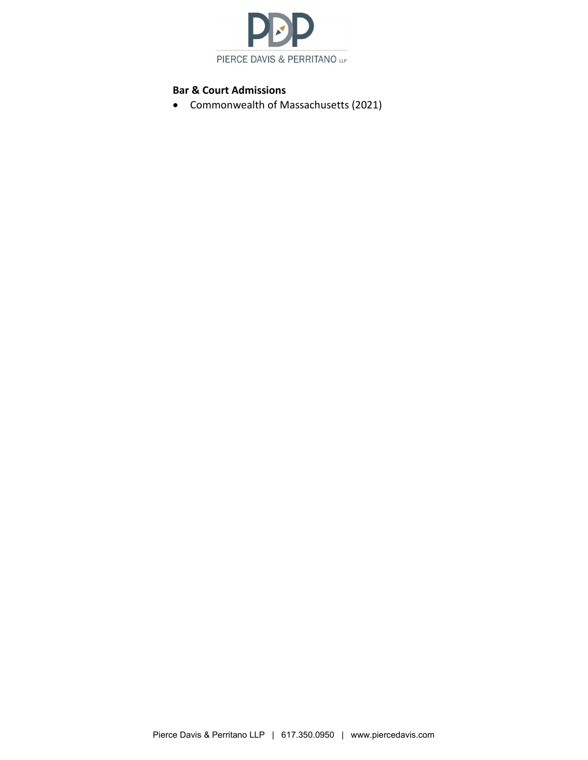**Bar & Court Admissions**

- Commonwealth of Massachusetts (2021)